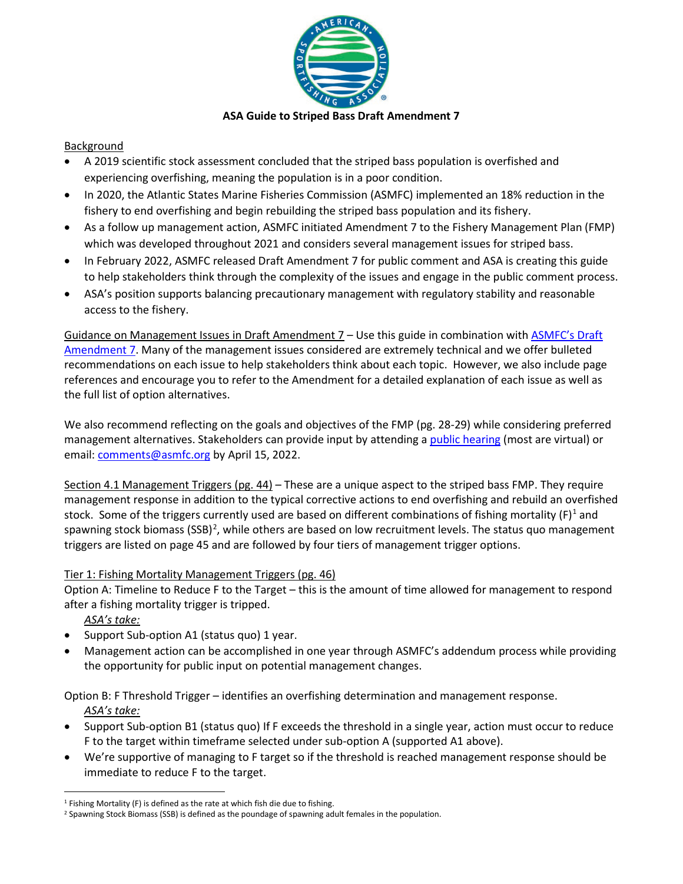**ASA Guide to Striped Bass Draft Amendment 7**

Background

- A 2019 scientific stock assessment concluded that the striped bass population is overfished and experiencing overfishing, meaning the population is in a poor condition.
- In 2020, the Atlantic States Marine Fisheries Commission (ASMFC) implemented an 18% reduction in the fishery to end overfishing and begin rebuilding the striped bass population and its fishery.
- As a follow up management action, ASMFC initiated Amendment 7 to the Fishery Management Plan (FMP) which was developed throughout 2021 and considers several management issues for striped bass.
- In February 2022, ASMFC released Draft Amendment 7 for public comment and ASA is creating this guide to help stakeholders think through the complexity of the issues and engage in the public comment process.
- ASA's position supports balancing precautionary management with regulatory stability and reasonable access to the fishery.

Guidance on Management Issues in Draft Amendment 7 – Use this guide in combination with ASMFC's Draft Amendment 7. Many of the management issues considered are extremely technical and we offer bulleted recommendations on each issue to help stakeholders think about each topic. However, we also include page references and encourage you to refer to the Amendment for a detailed explanation of each issue as well as the full list of option alternatives.

We also recommend reflecting on the goals and objectives of the FMP (pg. 28-29) while considering preferred management alternatives. Stakeholders can provide input by attending a public hearing (most are virtual) or email: comments@asmfc.org by April 15, 2022.

Section 4.1 Management Triggers (pg. 44) – These are a unique aspect to the striped bass FMP. They require management response in addition to the typical corrective actions to end overfishing and rebuild an overfished stock. Some of the triggers currently used are based on different combinations of fishing mortality (F)[1] and spawning stock biomass (SSB)[2], while others are based on low recruitment levels. The status quo management triggers are listed on page 45 and are followed by four tiers of management trigger options.

Tier 1: Fishing Mortality Management Triggers (pg. 46)

Option A: Timeline to Reduce F to the Target – this is the amount of time allowed for management to respond after a fishing mortality trigger is tripped.

*ASA's take:*

- Support Sub-option A1 (status quo) 1 year.
- Management action can be accomplished in one year through ASMFC's addendum process while providing the opportunity for public input on potential management changes.

Option B: F Threshold Trigger – identifies an overfishing determination and management response.

*ASA's take:*

- Support Sub-option B1 (status quo) If F exceeds the threshold in a single year, action must occur to reduce F to the target within timeframe selected under sub-option A (supported A1 above).
- We're supportive of managing to F target so if the threshold is reached management response should be immediate to reduce F to the target.

[1] Fishing Mortality (F) is defined as the rate at which fish die due to fishing.

[2] Spawning Stock Biomass (SSB) is defined as the poundage of spawning adult females in the population.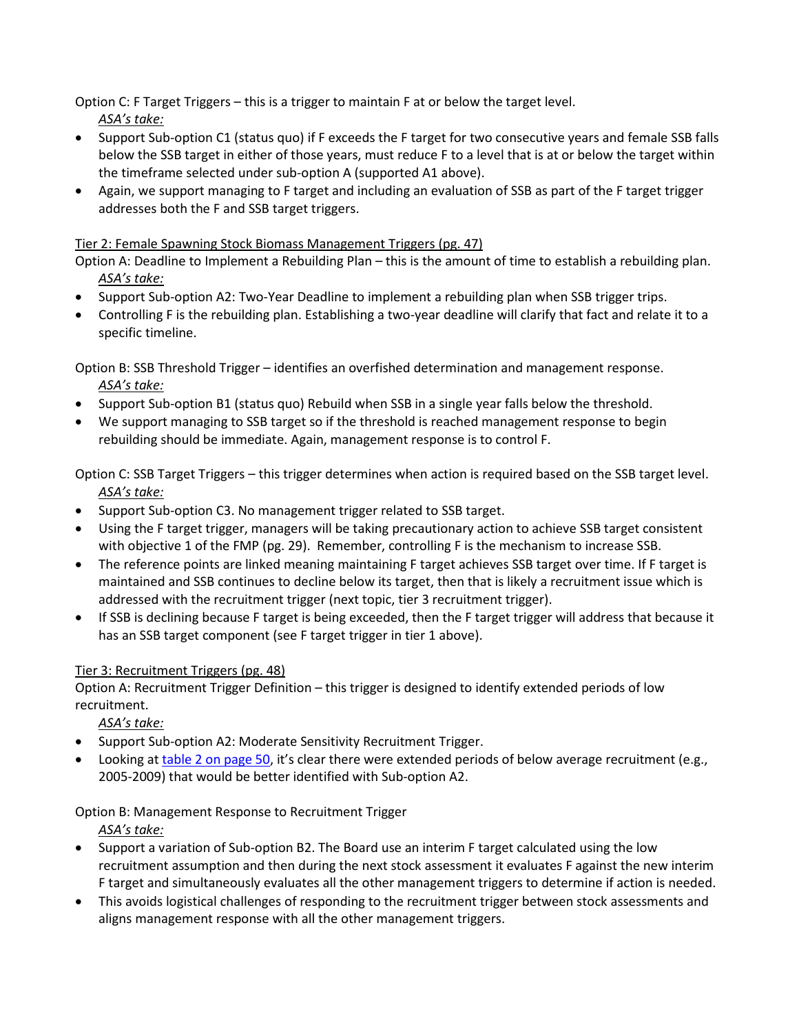Option C: F Target Triggers – this is a trigger to maintain F at or below the target level.

*ASA's take:*

- Support Sub-option C1 (status quo) if F exceeds the F target for two consecutive years and female SSB falls below the SSB target in either of those years, must reduce F to a level that is at or below the target within the timeframe selected under sub-option A (supported A1 above).
- Again, we support managing to F target and including an evaluation of SSB as part of the F target trigger addresses both the F and SSB target triggers.

Tier 2: Female Spawning Stock Biomass Management Triggers (pg. 47)

Option A: Deadline to Implement a Rebuilding Plan – this is the amount of time to establish a rebuilding plan.

*ASA's take:*

- Support Sub-option A2: Two-Year Deadline to implement a rebuilding plan when SSB trigger trips.
- Controlling F is the rebuilding plan. Establishing a two-year deadline will clarify that fact and relate it to a specific timeline.

Option B: SSB Threshold Trigger – identifies an overfished determination and management response.

*ASA's take:*

- Support Sub-option B1 (status quo) Rebuild when SSB in a single year falls below the threshold.
- We support managing to SSB target so if the threshold is reached management response to begin rebuilding should be immediate. Again, management response is to control F.

Option C: SSB Target Triggers – this trigger determines when action is required based on the SSB target level.

*ASA's take:*

- Support Sub-option C3. No management trigger related to SSB target.
- Using the F target trigger, managers will be taking precautionary action to achieve SSB target consistent with objective 1 of the FMP (pg. 29). Remember, controlling F is the mechanism to increase SSB.
- The reference points are linked meaning maintaining F target achieves SSB target over time. If F target is maintained and SSB continues to decline below its target, then that is likely a recruitment issue which is addressed with the recruitment trigger (next topic, tier 3 recruitment trigger).
- If SSB is declining because F target is being exceeded, then the F target trigger will address that because it has an SSB target component (see F target trigger in tier 1 above).

Tier 3: Recruitment Triggers (pg. 48)

Option A: Recruitment Trigger Definition – this trigger is designed to identify extended periods of low recruitment.

*ASA's take:*

- Support Sub-option A2: Moderate Sensitivity Recruitment Trigger.
- Looking at table 2 on page 50, it's clear there were extended periods of below average recruitment (e.g., 2005-2009) that would be better identified with Sub-option A2.

Option B: Management Response to Recruitment Trigger

*ASA's take:*

- Support a variation of Sub-option B2. The Board use an interim F target calculated using the low recruitment assumption and then during the next stock assessment it evaluates F against the new interim F target and simultaneously evaluates all the other management triggers to determine if action is needed.
- This avoids logistical challenges of responding to the recruitment trigger between stock assessments and aligns management response with all the other management triggers.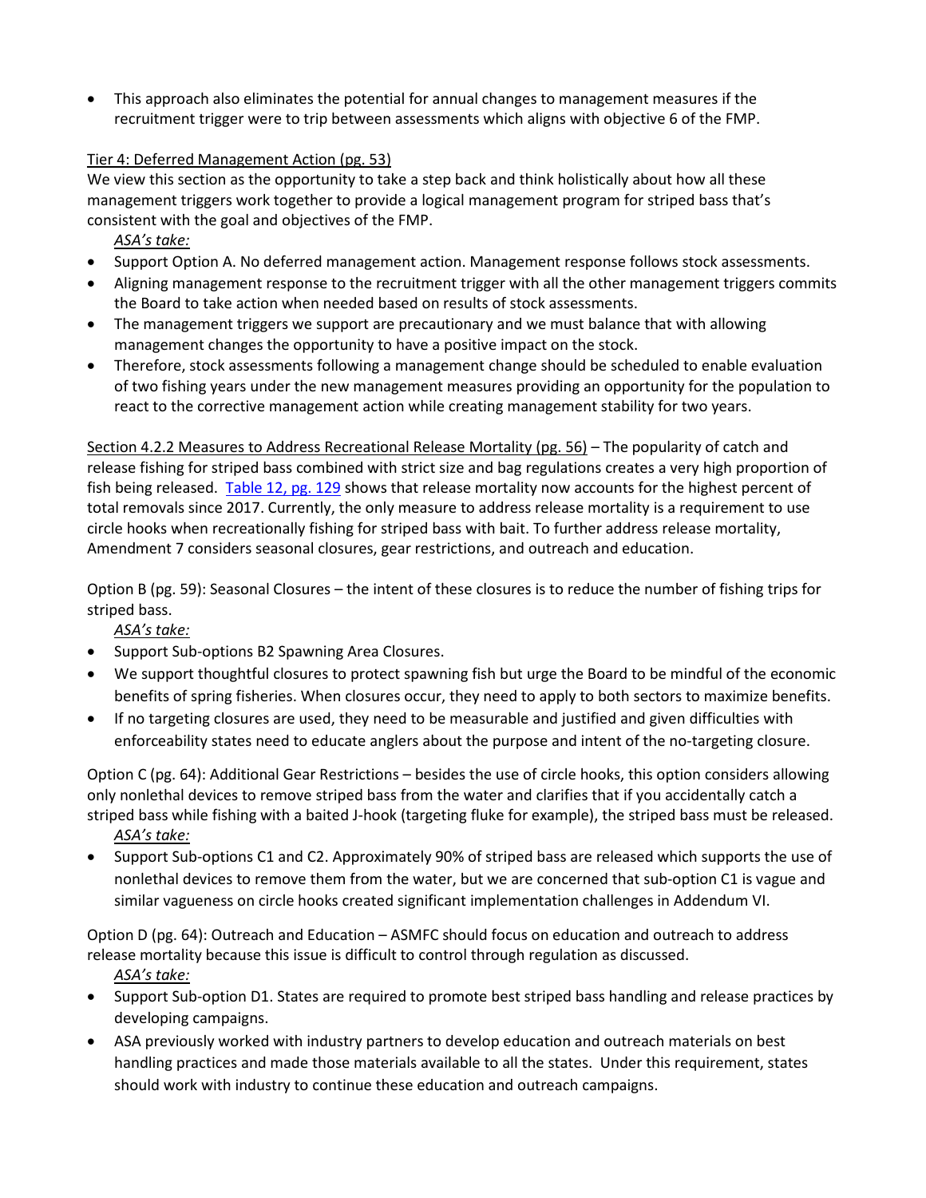- This approach also eliminates the potential for annual changes to management measures if the recruitment trigger were to trip between assessments which aligns with objective 6 of the FMP.

<u>Tier 4: Deferred Management Action (pg. 53)</u>
We view this section as the opportunity to take a step back and think holistically about how all these management triggers work together to provide a logical management program for striped bass that's consistent with the goal and objectives of the FMP.

*<u>ASA's take:</u>*

- Support Option A. No deferred management action. Management response follows stock assessments.
- Aligning management response to the recruitment trigger with all the other management triggers commits the Board to take action when needed based on results of stock assessments.
- The management triggers we support are precautionary and we must balance that with allowing management changes the opportunity to have a positive impact on the stock.
- Therefore, stock assessments following a management change should be scheduled to enable evaluation of two fishing years under the new management measures providing an opportunity for the population to react to the corrective management action while creating management stability for two years.

<u>Section 4.2.2 Measures to Address Recreational Release Mortality (pg. 56)</u> – The popularity of catch and release fishing for striped bass combined with strict size and bag regulations creates a very high proportion of fish being released. [Table 12, pg. 129] shows that release mortality now accounts for the highest percent of total removals since 2017. Currently, the only measure to address release mortality is a requirement to use circle hooks when recreationally fishing for striped bass with bait. To further address release mortality, Amendment 7 considers seasonal closures, gear restrictions, and outreach and education.

Option B (pg. 59): Seasonal Closures – the intent of these closures is to reduce the number of fishing trips for striped bass.

*<u>ASA's take:</u>*

- Support Sub-options B2 Spawning Area Closures.
- We support thoughtful closures to protect spawning fish but urge the Board to be mindful of the economic benefits of spring fisheries. When closures occur, they need to apply to both sectors to maximize benefits.
- If no targeting closures are used, they need to be measurable and justified and given difficulties with enforceability states need to educate anglers about the purpose and intent of the no-targeting closure.

Option C (pg. 64): Additional Gear Restrictions – besides the use of circle hooks, this option considers allowing only nonlethal devices to remove striped bass from the water and clarifies that if you accidentally catch a striped bass while fishing with a baited J-hook (targeting fluke for example), the striped bass must be released.

*<u>ASA's take:</u>*

- Support Sub-options C1 and C2. Approximately 90% of striped bass are released which supports the use of nonlethal devices to remove them from the water, but we are concerned that sub-option C1 is vague and similar vagueness on circle hooks created significant implementation challenges in Addendum VI.

Option D (pg. 64): Outreach and Education – ASMFC should focus on education and outreach to address release mortality because this issue is difficult to control through regulation as discussed.

*<u>ASA's take:</u>*

- Support Sub-option D1. States are required to promote best striped bass handling and release practices by developing campaigns.
- ASA previously worked with industry partners to develop education and outreach materials on best handling practices and made those materials available to all the states. Under this requirement, states should work with industry to continue these education and outreach campaigns.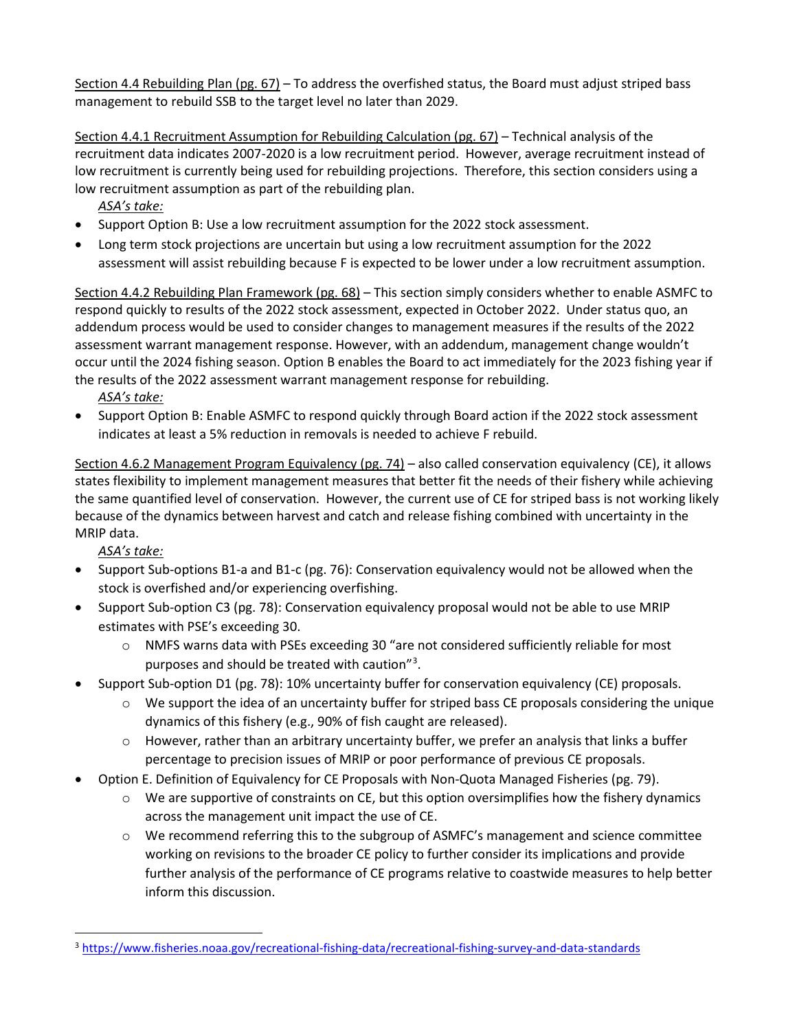Section 4.4 Rebuilding Plan (pg. 67) – To address the overfished status, the Board must adjust striped bass management to rebuild SSB to the target level no later than 2029.

Section 4.4.1 Recruitment Assumption for Rebuilding Calculation (pg. 67) – Technical analysis of the recruitment data indicates 2007-2020 is a low recruitment period. However, average recruitment instead of low recruitment is currently being used for rebuilding projections. Therefore, this section considers using a low recruitment assumption as part of the rebuilding plan.

*ASA's take:*

- Support Option B: Use a low recruitment assumption for the 2022 stock assessment.
- Long term stock projections are uncertain but using a low recruitment assumption for the 2022 assessment will assist rebuilding because F is expected to be lower under a low recruitment assumption.

Section 4.4.2 Rebuilding Plan Framework (pg. 68) – This section simply considers whether to enable ASMFC to respond quickly to results of the 2022 stock assessment, expected in October 2022. Under status quo, an addendum process would be used to consider changes to management measures if the results of the 2022 assessment warrant management response. However, with an addendum, management change wouldn't occur until the 2024 fishing season. Option B enables the Board to act immediately for the 2023 fishing year if the results of the 2022 assessment warrant management response for rebuilding.

*ASA's take:*

- Support Option B: Enable ASMFC to respond quickly through Board action if the 2022 stock assessment indicates at least a 5% reduction in removals is needed to achieve F rebuild.

Section 4.6.2 Management Program Equivalency (pg. 74) – also called conservation equivalency (CE), it allows states flexibility to implement management measures that better fit the needs of their fishery while achieving the same quantified level of conservation. However, the current use of CE for striped bass is not working likely because of the dynamics between harvest and catch and release fishing combined with uncertainty in the MRIP data.

*ASA's take:*

- Support Sub-options B1-a and B1-c (pg. 76): Conservation equivalency would not be allowed when the stock is overfished and/or experiencing overfishing.
- Support Sub-option C3 (pg. 78): Conservation equivalency proposal would not be able to use MRIP estimates with PSE's exceeding 30.
  - NMFS warns data with PSEs exceeding 30 "are not considered sufficiently reliable for most purposes and should be treated with caution"[3].
- Support Sub-option D1 (pg. 78): 10% uncertainty buffer for conservation equivalency (CE) proposals.
  - We support the idea of an uncertainty buffer for striped bass CE proposals considering the unique dynamics of this fishery (e.g., 90% of fish caught are released).
  - However, rather than an arbitrary uncertainty buffer, we prefer an analysis that links a buffer percentage to precision issues of MRIP or poor performance of previous CE proposals.
- Option E. Definition of Equivalency for CE Proposals with Non-Quota Managed Fisheries (pg. 79).
  - We are supportive of constraints on CE, but this option oversimplifies how the fishery dynamics across the management unit impact the use of CE.
  - We recommend referring this to the subgroup of ASMFC's management and science committee working on revisions to the broader CE policy to further consider its implications and provide further analysis of the performance of CE programs relative to coastwide measures to help better inform this discussion.

[3] https://www.fisheries.noaa.gov/recreational-fishing-data/recreational-fishing-survey-and-data-standards